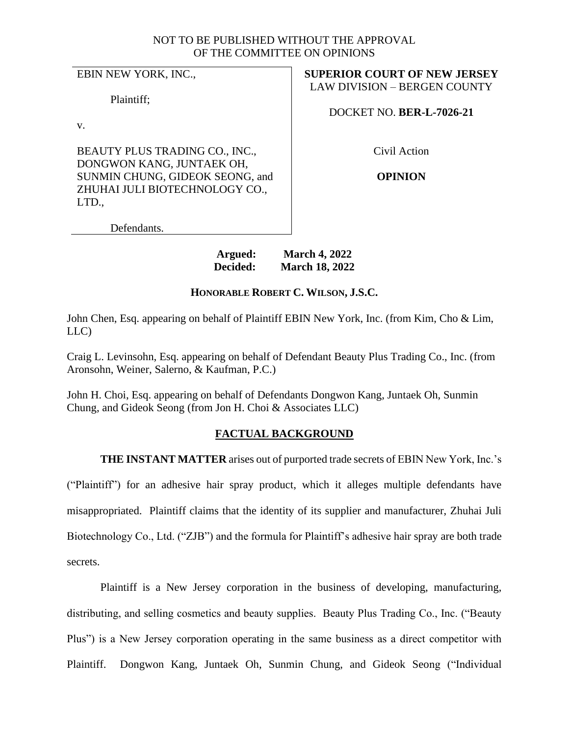NOT TO BE PUBLISHED WITHOUT THE APPROVAL
OF THE COMMITTEE ON OPINIONS

| | |
|---|---|
| EBIN NEW YORK, INC.,<br><br>Plaintiff;<br><br>v.<br><br>BEAUTY PLUS TRADING CO., INC., DONGWON KANG, JUNTAEK OH, SUNMIN CHUNG, GIDEOK SEONG, and ZHUHAI JULI BIOTECHNOLOGY CO., LTD.,<br><br>Defendants. | **SUPERIOR COURT OF NEW JERSEY**<br>LAW DIVISION – BERGEN COUNTY<br><br>DOCKET NO. **BER-L-7026-21**<br><br>Civil Action<br><br>**OPINION** |

**Argued:** **March 4, 2022**
**Decided:** **March 18, 2022**

**HONORABLE ROBERT C. WILSON, J.S.C.**

John Chen, Esq. appearing on behalf of Plaintiff EBIN New York, Inc. (from Kim, Cho & Lim, LLC)

Craig L. Levinsohn, Esq. appearing on behalf of Defendant Beauty Plus Trading Co., Inc. (from Aronsohn, Weiner, Salerno, & Kaufman, P.C.)

John H. Choi, Esq. appearing on behalf of Defendants Dongwon Kang, Juntaek Oh, Sunmin Chung, and Gideok Seong (from Jon H. Choi & Associates LLC)

## FACTUAL BACKGROUND

**THE INSTANT MATTER** arises out of purported trade secrets of EBIN New York, Inc.'s ("Plaintiff") for an adhesive hair spray product, which it alleges multiple defendants have misappropriated. Plaintiff claims that the identity of its supplier and manufacturer, Zhuhai Juli Biotechnology Co., Ltd. ("ZJB") and the formula for Plaintiff's adhesive hair spray are both trade secrets.

Plaintiff is a New Jersey corporation in the business of developing, manufacturing, distributing, and selling cosmetics and beauty supplies. Beauty Plus Trading Co., Inc. ("Beauty Plus") is a New Jersey corporation operating in the same business as a direct competitor with Plaintiff. Dongwon Kang, Juntaek Oh, Sunmin Chung, and Gideok Seong ("Individual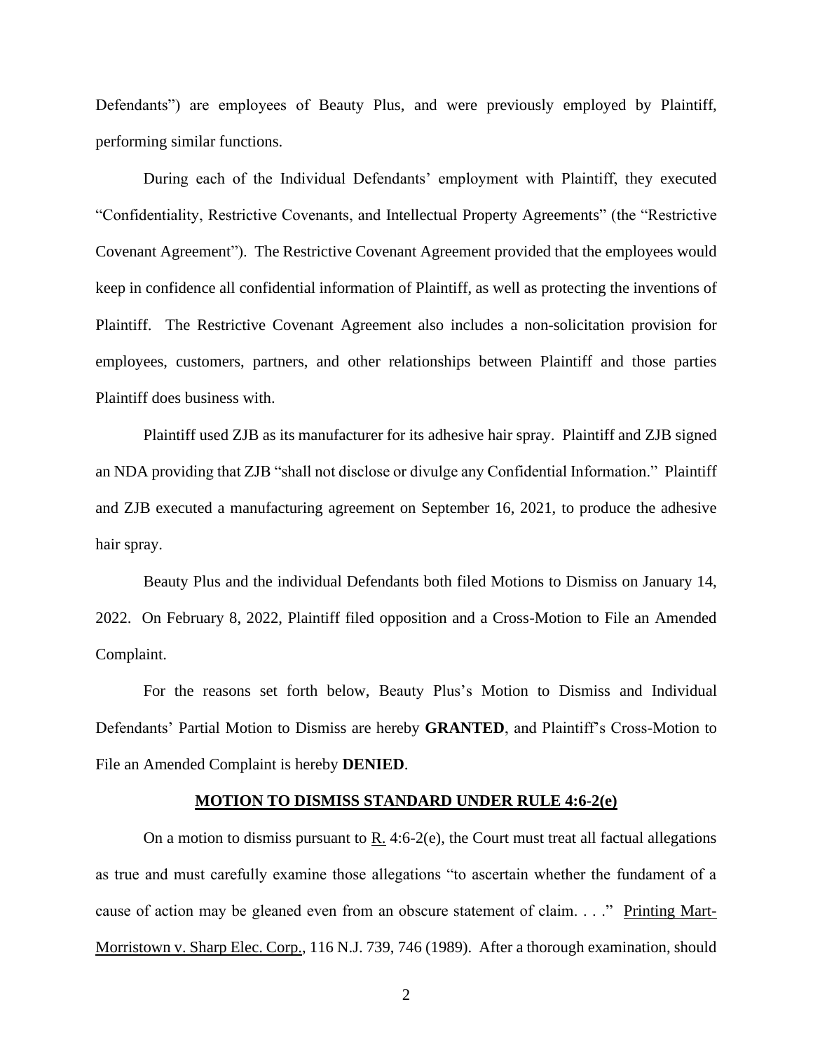Defendants") are employees of Beauty Plus, and were previously employed by Plaintiff, performing similar functions.

During each of the Individual Defendants' employment with Plaintiff, they executed "Confidentiality, Restrictive Covenants, and Intellectual Property Agreements" (the "Restrictive Covenant Agreement"). The Restrictive Covenant Agreement provided that the employees would keep in confidence all confidential information of Plaintiff, as well as protecting the inventions of Plaintiff. The Restrictive Covenant Agreement also includes a non-solicitation provision for employees, customers, partners, and other relationships between Plaintiff and those parties Plaintiff does business with.

Plaintiff used ZJB as its manufacturer for its adhesive hair spray. Plaintiff and ZJB signed an NDA providing that ZJB "shall not disclose or divulge any Confidential Information." Plaintiff and ZJB executed a manufacturing agreement on September 16, 2021, to produce the adhesive hair spray.

Beauty Plus and the individual Defendants both filed Motions to Dismiss on January 14, 2022. On February 8, 2022, Plaintiff filed opposition and a Cross-Motion to File an Amended Complaint.

For the reasons set forth below, Beauty Plus's Motion to Dismiss and Individual Defendants' Partial Motion to Dismiss are hereby **GRANTED**, and Plaintiff's Cross-Motion to File an Amended Complaint is hereby **DENIED**.

## MOTION TO DISMISS STANDARD UNDER RULE 4:6-2(e)

On a motion to dismiss pursuant to R. 4:6-2(e), the Court must treat all factual allegations as true and must carefully examine those allegations "to ascertain whether the fundament of a cause of action may be gleaned even from an obscure statement of claim. . . ." Printing Mart-Morristown v. Sharp Elec. Corp., 116 N.J. 739, 746 (1989). After a thorough examination, should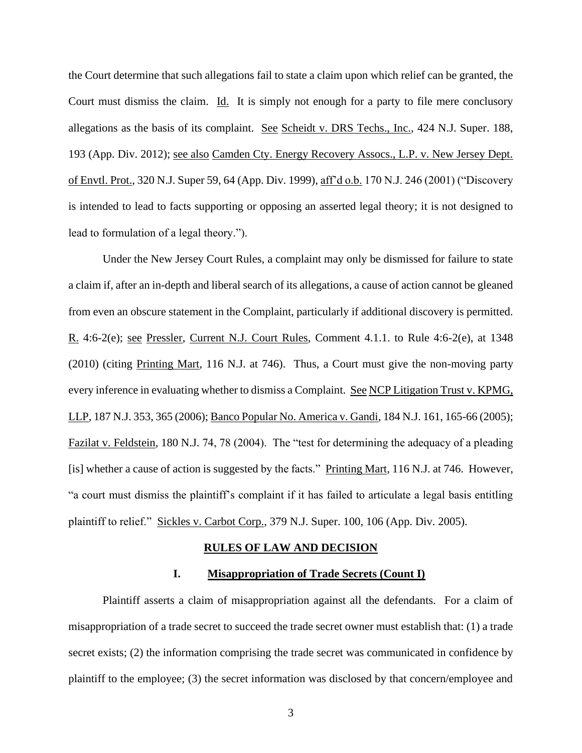the Court determine that such allegations fail to state a claim upon which relief can be granted, the Court must dismiss the claim. Id. It is simply not enough for a party to file mere conclusory allegations as the basis of its complaint. See Scheidt v. DRS Techs., Inc., 424 N.J. Super. 188, 193 (App. Div. 2012); see also Camden Cty. Energy Recovery Assocs., L.P. v. New Jersey Dept. of Envtl. Prot., 320 N.J. Super 59, 64 (App. Div. 1999), aff'd o.b. 170 N.J. 246 (2001) ("Discovery is intended to lead to facts supporting or opposing an asserted legal theory; it is not designed to lead to formulation of a legal theory.").

Under the New Jersey Court Rules, a complaint may only be dismissed for failure to state a claim if, after an in-depth and liberal search of its allegations, a cause of action cannot be gleaned from even an obscure statement in the Complaint, particularly if additional discovery is permitted. R. 4:6-2(e); see Pressler, Current N.J. Court Rules, Comment 4.1.1. to Rule 4:6-2(e), at 1348 (2010) (citing Printing Mart, 116 N.J. at 746). Thus, a Court must give the non-moving party every inference in evaluating whether to dismiss a Complaint. See NCP Litigation Trust v. KPMG, LLP, 187 N.J. 353, 365 (2006); Banco Popular No. America v. Gandi, 184 N.J. 161, 165-66 (2005); Fazilat v. Feldstein, 180 N.J. 74, 78 (2004). The "test for determining the adequacy of a pleading [is] whether a cause of action is suggested by the facts." Printing Mart, 116 N.J. at 746. However, "a court must dismiss the plaintiff's complaint if it has failed to articulate a legal basis entitling plaintiff to relief." Sickles v. Carbot Corp., 379 N.J. Super. 100, 106 (App. Div. 2005).

## RULES OF LAW AND DECISION

### I. Misappropriation of Trade Secrets (Count I)

Plaintiff asserts a claim of misappropriation against all the defendants. For a claim of misappropriation of a trade secret to succeed the trade secret owner must establish that: (1) a trade secret exists; (2) the information comprising the trade secret was communicated in confidence by plaintiff to the employee; (3) the secret information was disclosed by that concern/employee and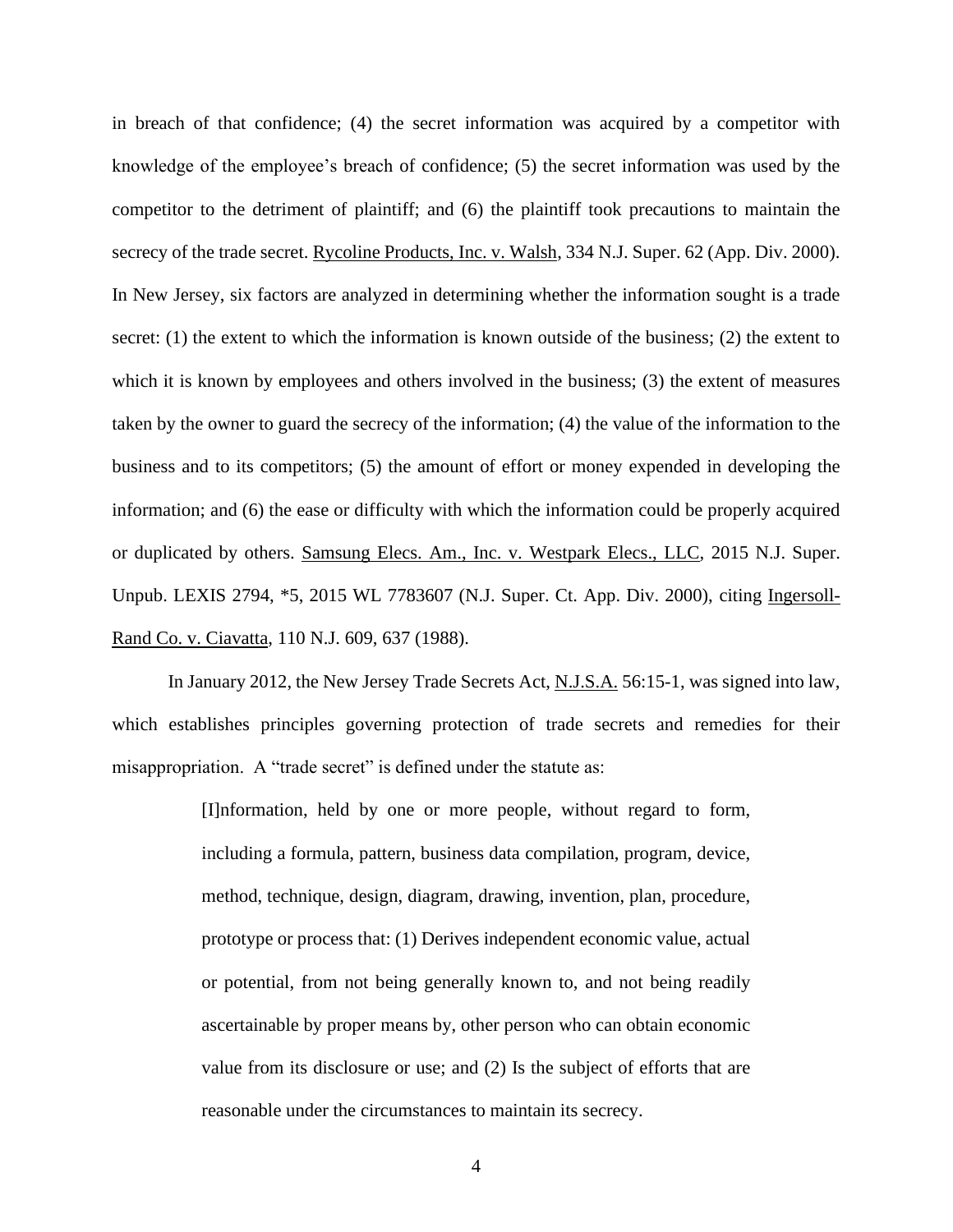in breach of that confidence; (4) the secret information was acquired by a competitor with knowledge of the employee's breach of confidence; (5) the secret information was used by the competitor to the detriment of plaintiff; and (6) the plaintiff took precautions to maintain the secrecy of the trade secret. Rycoline Products, Inc. v. Walsh, 334 N.J. Super. 62 (App. Div. 2000). In New Jersey, six factors are analyzed in determining whether the information sought is a trade secret: (1) the extent to which the information is known outside of the business; (2) the extent to which it is known by employees and others involved in the business; (3) the extent of measures taken by the owner to guard the secrecy of the information; (4) the value of the information to the business and to its competitors; (5) the amount of effort or money expended in developing the information; and (6) the ease or difficulty with which the information could be properly acquired or duplicated by others. Samsung Elecs. Am., Inc. v. Westpark Elecs., LLC, 2015 N.J. Super. Unpub. LEXIS 2794, *5, 2015 WL 7783607 (N.J. Super. Ct. App. Div. 2000), citing Ingersoll-Rand Co. v. Ciavatta, 110 N.J. 609, 637 (1988).

In January 2012, the New Jersey Trade Secrets Act, N.J.S.A. 56:15-1, was signed into law, which establishes principles governing protection of trade secrets and remedies for their misappropriation. A "trade secret" is defined under the statute as:

> [I]nformation, held by one or more people, without regard to form, including a formula, pattern, business data compilation, program, device, method, technique, design, diagram, drawing, invention, plan, procedure, prototype or process that: (1) Derives independent economic value, actual or potential, from not being generally known to, and not being readily ascertainable by proper means by, other person who can obtain economic value from its disclosure or use; and (2) Is the subject of efforts that are reasonable under the circumstances to maintain its secrecy.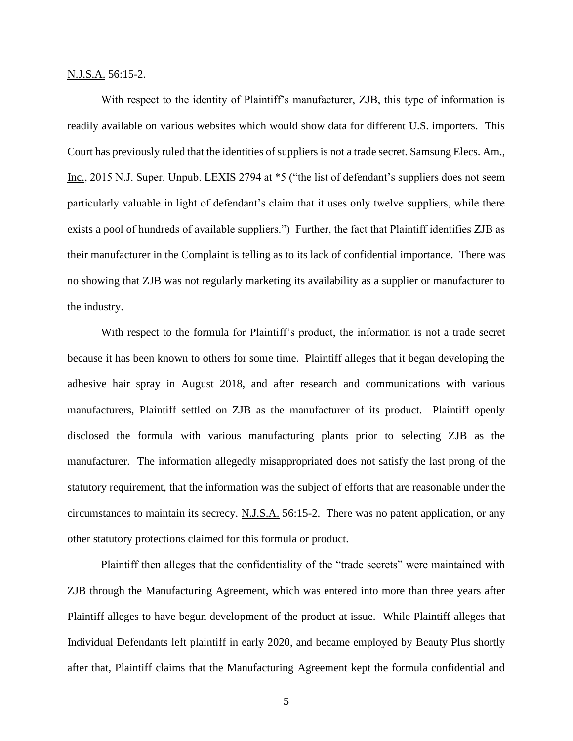N.J.S.A. 56:15-2.

With respect to the identity of Plaintiff's manufacturer, ZJB, this type of information is readily available on various websites which would show data for different U.S. importers. This Court has previously ruled that the identities of suppliers is not a trade secret. Samsung Elecs. Am., Inc., 2015 N.J. Super. Unpub. LEXIS 2794 at *5 ("the list of defendant's suppliers does not seem particularly valuable in light of defendant's claim that it uses only twelve suppliers, while there exists a pool of hundreds of available suppliers.") Further, the fact that Plaintiff identifies ZJB as their manufacturer in the Complaint is telling as to its lack of confidential importance. There was no showing that ZJB was not regularly marketing its availability as a supplier or manufacturer to the industry.

With respect to the formula for Plaintiff's product, the information is not a trade secret because it has been known to others for some time. Plaintiff alleges that it began developing the adhesive hair spray in August 2018, and after research and communications with various manufacturers, Plaintiff settled on ZJB as the manufacturer of its product. Plaintiff openly disclosed the formula with various manufacturing plants prior to selecting ZJB as the manufacturer. The information allegedly misappropriated does not satisfy the last prong of the statutory requirement, that the information was the subject of efforts that are reasonable under the circumstances to maintain its secrecy. N.J.S.A. 56:15-2. There was no patent application, or any other statutory protections claimed for this formula or product.

Plaintiff then alleges that the confidentiality of the "trade secrets" were maintained with ZJB through the Manufacturing Agreement, which was entered into more than three years after Plaintiff alleges to have begun development of the product at issue. While Plaintiff alleges that Individual Defendants left plaintiff in early 2020, and became employed by Beauty Plus shortly after that, Plaintiff claims that the Manufacturing Agreement kept the formula confidential and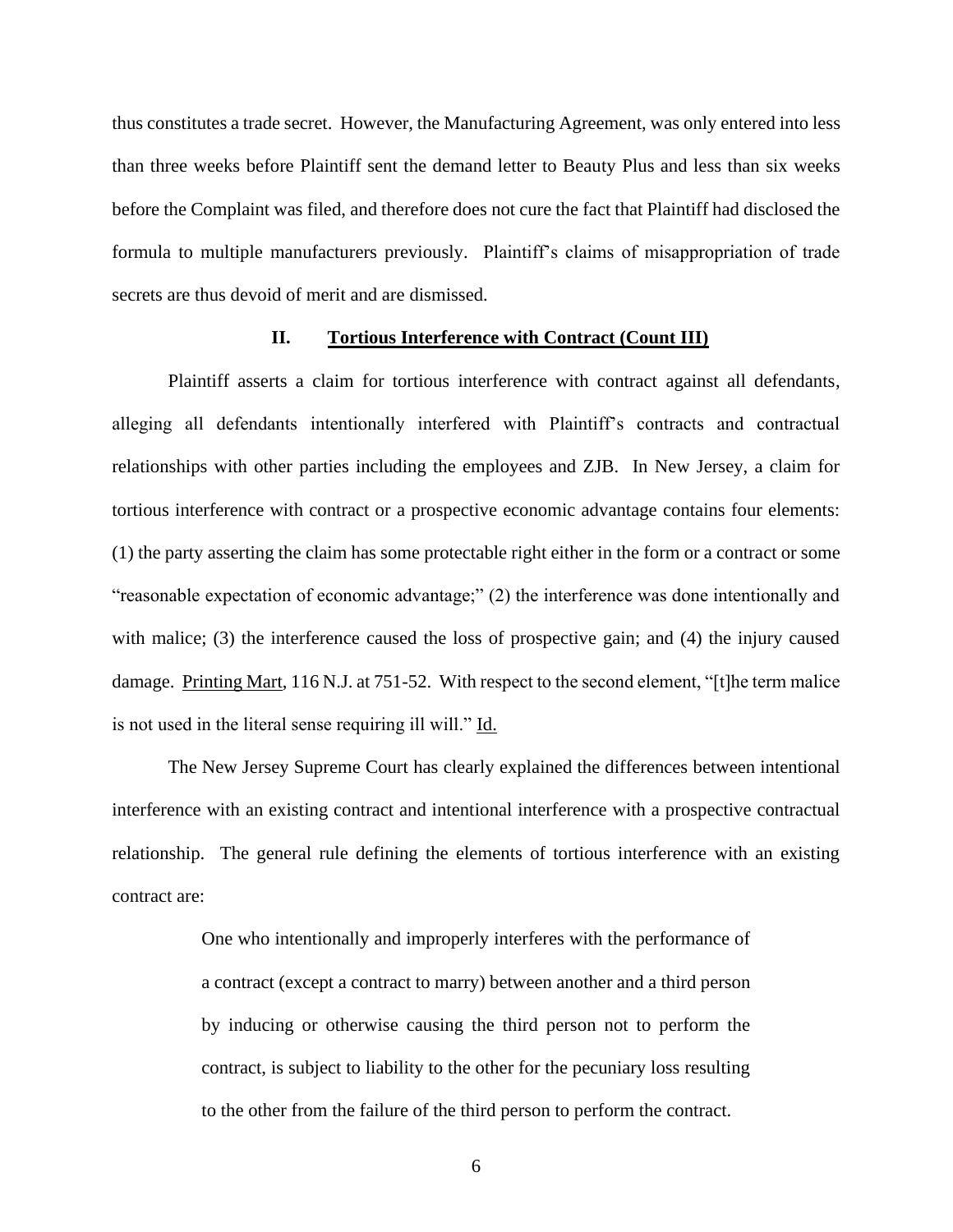thus constitutes a trade secret. However, the Manufacturing Agreement, was only entered into less than three weeks before Plaintiff sent the demand letter to Beauty Plus and less than six weeks before the Complaint was filed, and therefore does not cure the fact that Plaintiff had disclosed the formula to multiple manufacturers previously. Plaintiff's claims of misappropriation of trade secrets are thus devoid of merit and are dismissed.

## II. Tortious Interference with Contract (Count III)

Plaintiff asserts a claim for tortious interference with contract against all defendants, alleging all defendants intentionally interfered with Plaintiff's contracts and contractual relationships with other parties including the employees and ZJB. In New Jersey, a claim for tortious interference with contract or a prospective economic advantage contains four elements: (1) the party asserting the claim has some protectable right either in the form or a contract or some "reasonable expectation of economic advantage;" (2) the interference was done intentionally and with malice; (3) the interference caused the loss of prospective gain; and (4) the injury caused damage. Printing Mart, 116 N.J. at 751-52. With respect to the second element, "[t]he term malice is not used in the literal sense requiring ill will." Id.

The New Jersey Supreme Court has clearly explained the differences between intentional interference with an existing contract and intentional interference with a prospective contractual relationship. The general rule defining the elements of tortious interference with an existing contract are:

> One who intentionally and improperly interferes with the performance of a contract (except a contract to marry) between another and a third person by inducing or otherwise causing the third person not to perform the contract, is subject to liability to the other for the pecuniary loss resulting to the other from the failure of the third person to perform the contract.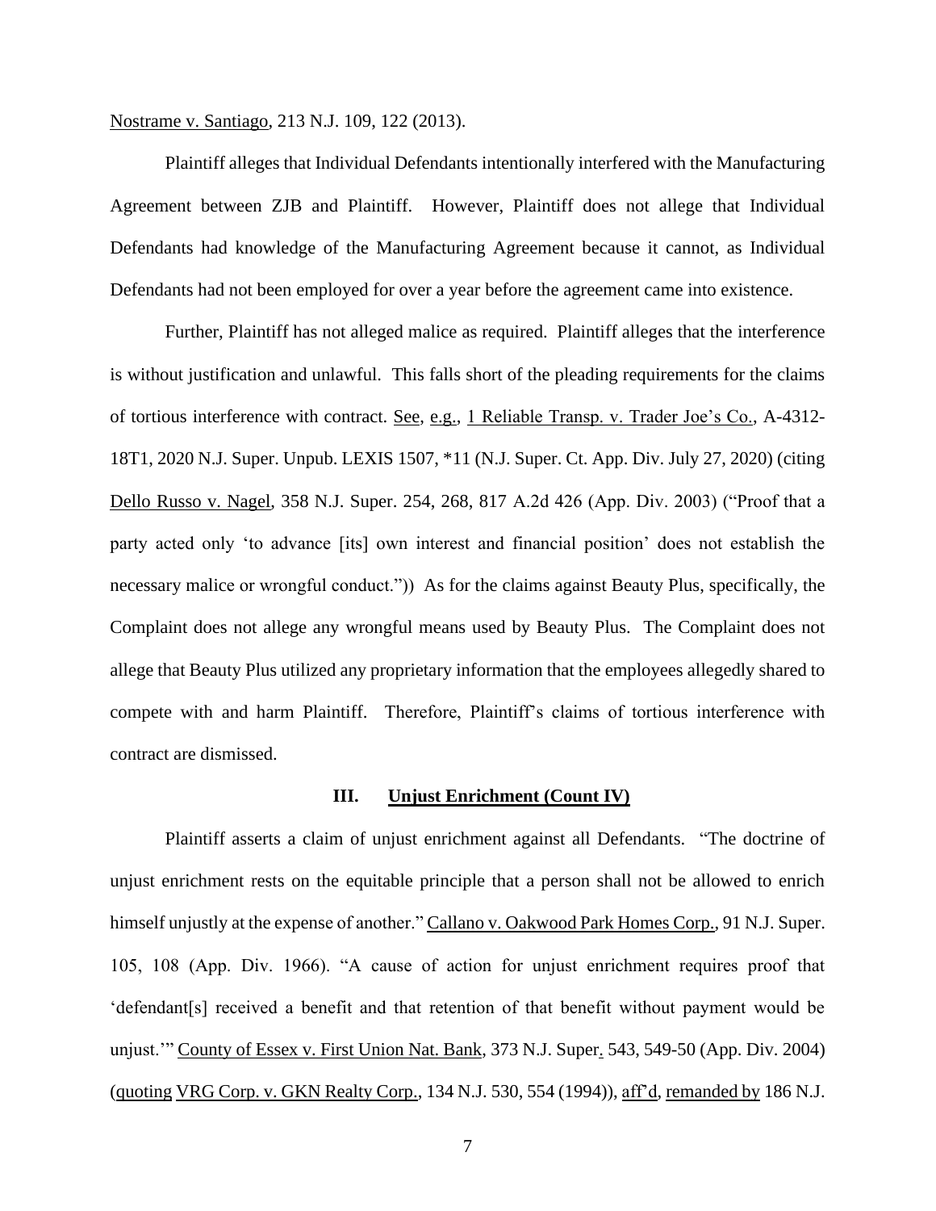Nostrame v. Santiago, 213 N.J. 109, 122 (2013).

Plaintiff alleges that Individual Defendants intentionally interfered with the Manufacturing Agreement between ZJB and Plaintiff. However, Plaintiff does not allege that Individual Defendants had knowledge of the Manufacturing Agreement because it cannot, as Individual Defendants had not been employed for over a year before the agreement came into existence.

Further, Plaintiff has not alleged malice as required. Plaintiff alleges that the interference is without justification and unlawful. This falls short of the pleading requirements for the claims of tortious interference with contract. See, e.g., 1 Reliable Transp. v. Trader Joe's Co., A-4312-18T1, 2020 N.J. Super. Unpub. LEXIS 1507, *11 (N.J. Super. Ct. App. Div. July 27, 2020) (citing Dello Russo v. Nagel, 358 N.J. Super. 254, 268, 817 A.2d 426 (App. Div. 2003) ("Proof that a party acted only 'to advance [its] own interest and financial position' does not establish the necessary malice or wrongful conduct.")) As for the claims against Beauty Plus, specifically, the Complaint does not allege any wrongful means used by Beauty Plus. The Complaint does not allege that Beauty Plus utilized any proprietary information that the employees allegedly shared to compete with and harm Plaintiff. Therefore, Plaintiff's claims of tortious interference with contract are dismissed.

### III. Unjust Enrichment (Count IV)

Plaintiff asserts a claim of unjust enrichment against all Defendants. "The doctrine of unjust enrichment rests on the equitable principle that a person shall not be allowed to enrich himself unjustly at the expense of another." Callano v. Oakwood Park Homes Corp., 91 N.J. Super. 105, 108 (App. Div. 1966). "A cause of action for unjust enrichment requires proof that 'defendant[s] received a benefit and that retention of that benefit without payment would be unjust.'" County of Essex v. First Union Nat. Bank, 373 N.J. Super. 543, 549-50 (App. Div. 2004) (quoting VRG Corp. v. GKN Realty Corp., 134 N.J. 530, 554 (1994)), aff'd, remanded by 186 N.J.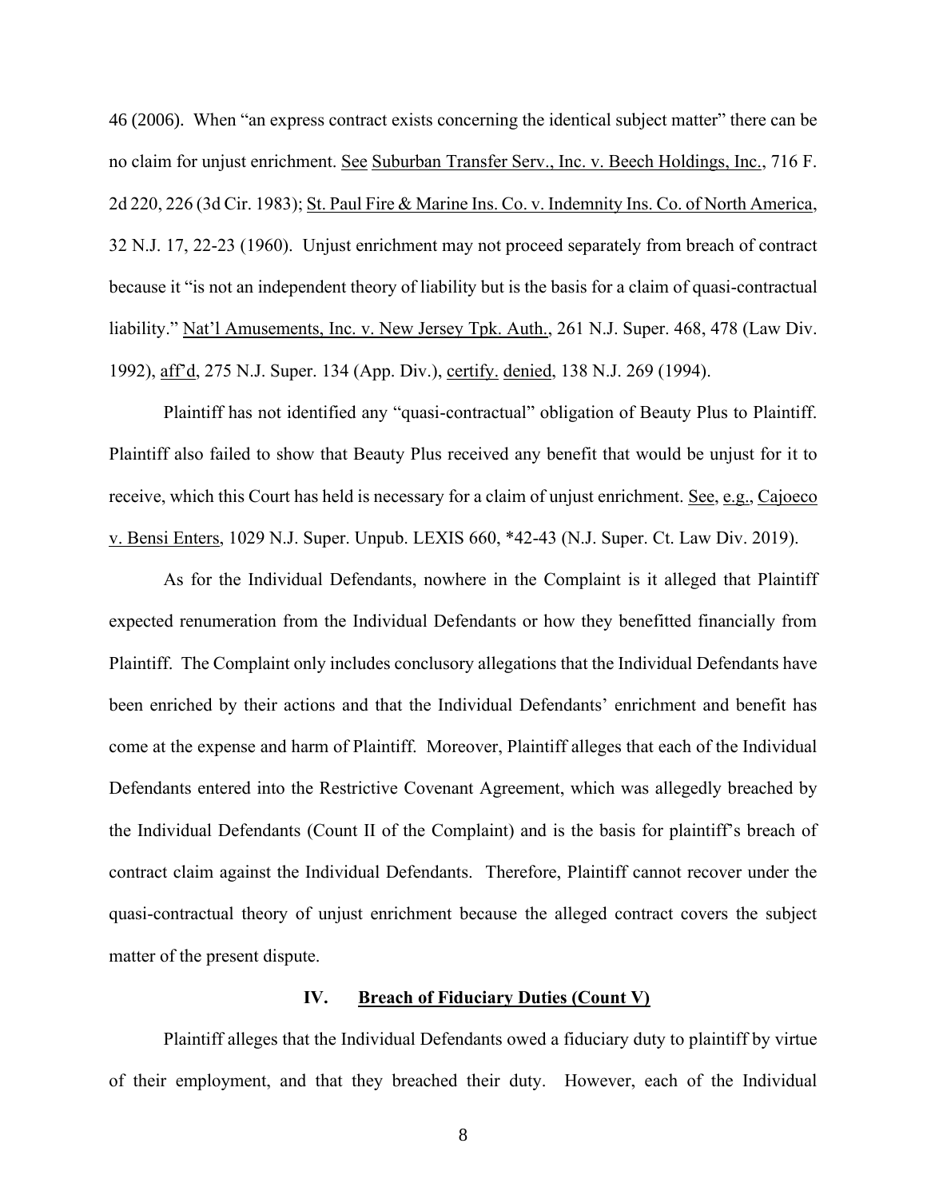46 (2006). When "an express contract exists concerning the identical subject matter" there can be no claim for unjust enrichment. See Suburban Transfer Serv., Inc. v. Beech Holdings, Inc., 716 F. 2d 220, 226 (3d Cir. 1983); St. Paul Fire & Marine Ins. Co. v. Indemnity Ins. Co. of North America, 32 N.J. 17, 22-23 (1960). Unjust enrichment may not proceed separately from breach of contract because it "is not an independent theory of liability but is the basis for a claim of quasi-contractual liability." Nat'l Amusements, Inc. v. New Jersey Tpk. Auth., 261 N.J. Super. 468, 478 (Law Div. 1992), aff'd, 275 N.J. Super. 134 (App. Div.), certify. denied, 138 N.J. 269 (1994).

Plaintiff has not identified any "quasi-contractual" obligation of Beauty Plus to Plaintiff. Plaintiff also failed to show that Beauty Plus received any benefit that would be unjust for it to receive, which this Court has held is necessary for a claim of unjust enrichment. See, e.g., Cajoeco v. Bensi Enters, 1029 N.J. Super. Unpub. LEXIS 660, *42-43 (N.J. Super. Ct. Law Div. 2019).

As for the Individual Defendants, nowhere in the Complaint is it alleged that Plaintiff expected renumeration from the Individual Defendants or how they benefitted financially from Plaintiff. The Complaint only includes conclusory allegations that the Individual Defendants have been enriched by their actions and that the Individual Defendants' enrichment and benefit has come at the expense and harm of Plaintiff. Moreover, Plaintiff alleges that each of the Individual Defendants entered into the Restrictive Covenant Agreement, which was allegedly breached by the Individual Defendants (Count II of the Complaint) and is the basis for plaintiff's breach of contract claim against the Individual Defendants. Therefore, Plaintiff cannot recover under the quasi-contractual theory of unjust enrichment because the alleged contract covers the subject matter of the present dispute.

## IV. Breach of Fiduciary Duties (Count V)

Plaintiff alleges that the Individual Defendants owed a fiduciary duty to plaintiff by virtue of their employment, and that they breached their duty. However, each of the Individual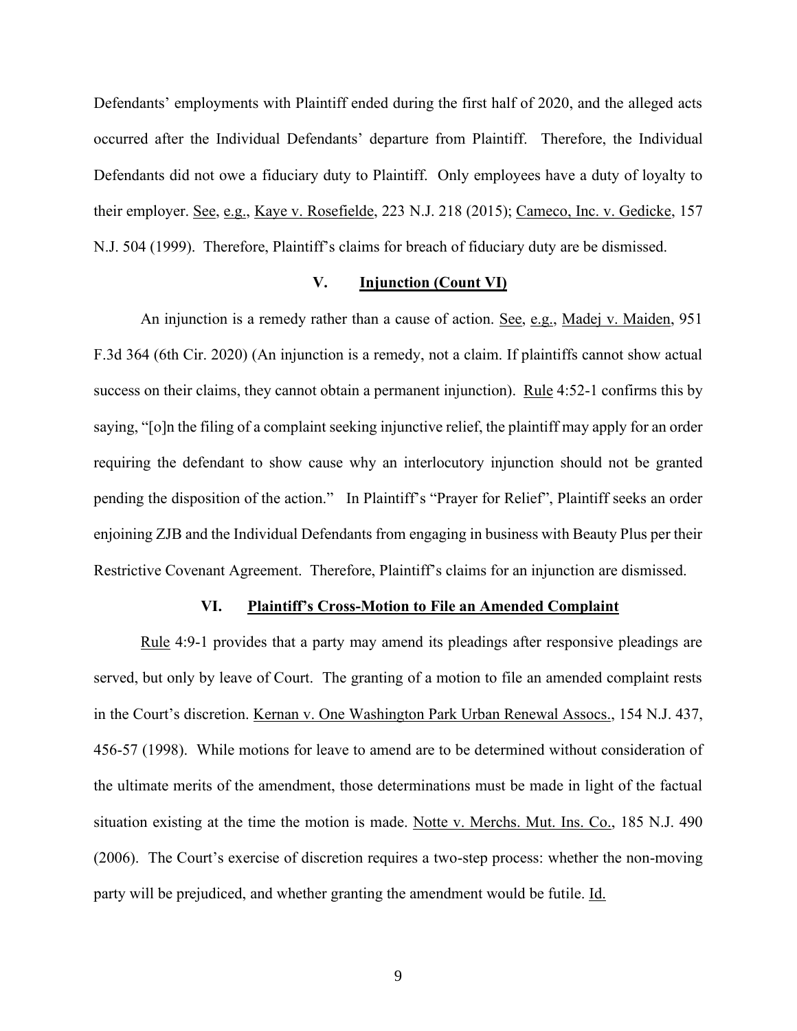Defendants' employments with Plaintiff ended during the first half of 2020, and the alleged acts occurred after the Individual Defendants' departure from Plaintiff. Therefore, the Individual Defendants did not owe a fiduciary duty to Plaintiff. Only employees have a duty of loyalty to their employer. See, e.g., Kaye v. Rosefielde, 223 N.J. 218 (2015); Cameco, Inc. v. Gedicke, 157 N.J. 504 (1999). Therefore, Plaintiff's claims for breach of fiduciary duty are be dismissed.

### V. Injunction (Count VI)

An injunction is a remedy rather than a cause of action. See, e.g., Madej v. Maiden, 951 F.3d 364 (6th Cir. 2020) (An injunction is a remedy, not a claim. If plaintiffs cannot show actual success on their claims, they cannot obtain a permanent injunction). Rule 4:52-1 confirms this by saying, "[o]n the filing of a complaint seeking injunctive relief, the plaintiff may apply for an order requiring the defendant to show cause why an interlocutory injunction should not be granted pending the disposition of the action." In Plaintiff's "Prayer for Relief", Plaintiff seeks an order enjoining ZJB and the Individual Defendants from engaging in business with Beauty Plus per their Restrictive Covenant Agreement. Therefore, Plaintiff's claims for an injunction are dismissed.

### VI. Plaintiff's Cross-Motion to File an Amended Complaint

Rule 4:9-1 provides that a party may amend its pleadings after responsive pleadings are served, but only by leave of Court. The granting of a motion to file an amended complaint rests in the Court's discretion. Kernan v. One Washington Park Urban Renewal Assocs., 154 N.J. 437, 456-57 (1998). While motions for leave to amend are to be determined without consideration of the ultimate merits of the amendment, those determinations must be made in light of the factual situation existing at the time the motion is made. Notte v. Merchs. Mut. Ins. Co., 185 N.J. 490 (2006). The Court's exercise of discretion requires a two-step process: whether the non-moving party will be prejudiced, and whether granting the amendment would be futile. Id.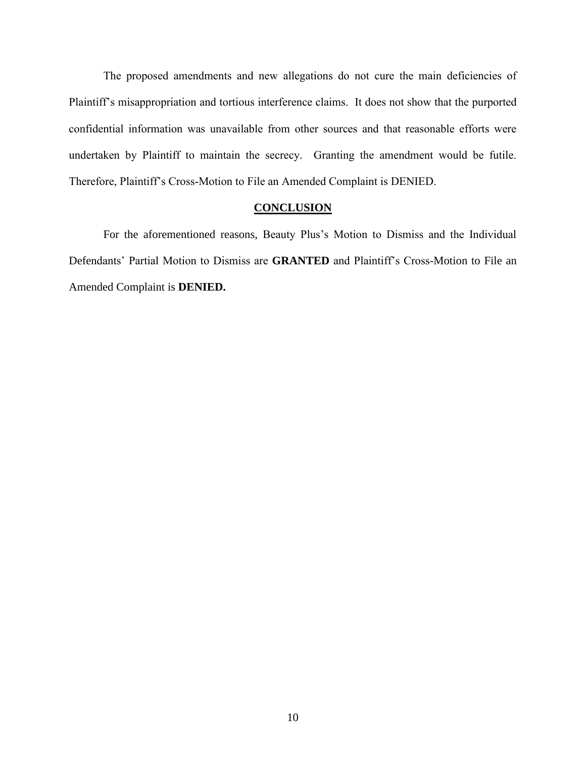The proposed amendments and new allegations do not cure the main deficiencies of Plaintiff's misappropriation and tortious interference claims. It does not show that the purported confidential information was unavailable from other sources and that reasonable efforts were undertaken by Plaintiff to maintain the secrecy. Granting the amendment would be futile. Therefore, Plaintiff's Cross-Motion to File an Amended Complaint is DENIED.

## CONCLUSION

For the aforementioned reasons, Beauty Plus's Motion to Dismiss and the Individual Defendants' Partial Motion to Dismiss are **GRANTED** and Plaintiff's Cross-Motion to File an Amended Complaint is **DENIED.**